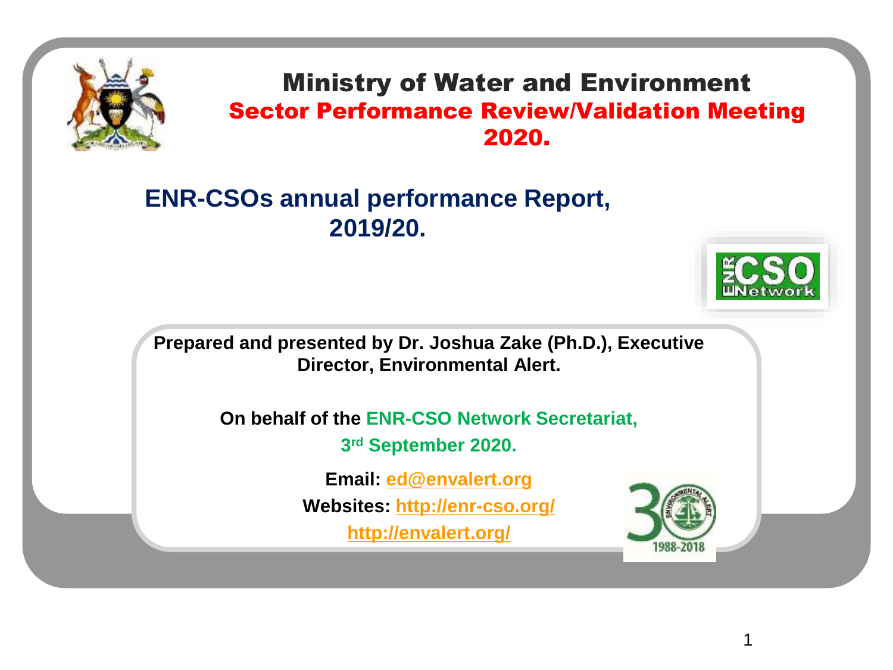# Ministry of Water and Environment

## Sector Performance Review/Validation Meeting 2020.

## ENR-CSOs annual performance Report, 2019/20.

**Prepared and presented by Dr. Joshua Zake (Ph.D.), Executive Director, Environmental Alert.**

**On behalf of the ENR-CSO Network Secretariat,**

**3rd September 2020.**

**Email:** **ed@envalert.org**

**Websites:** **http://enr-cso.org/**

**http://envalert.org/**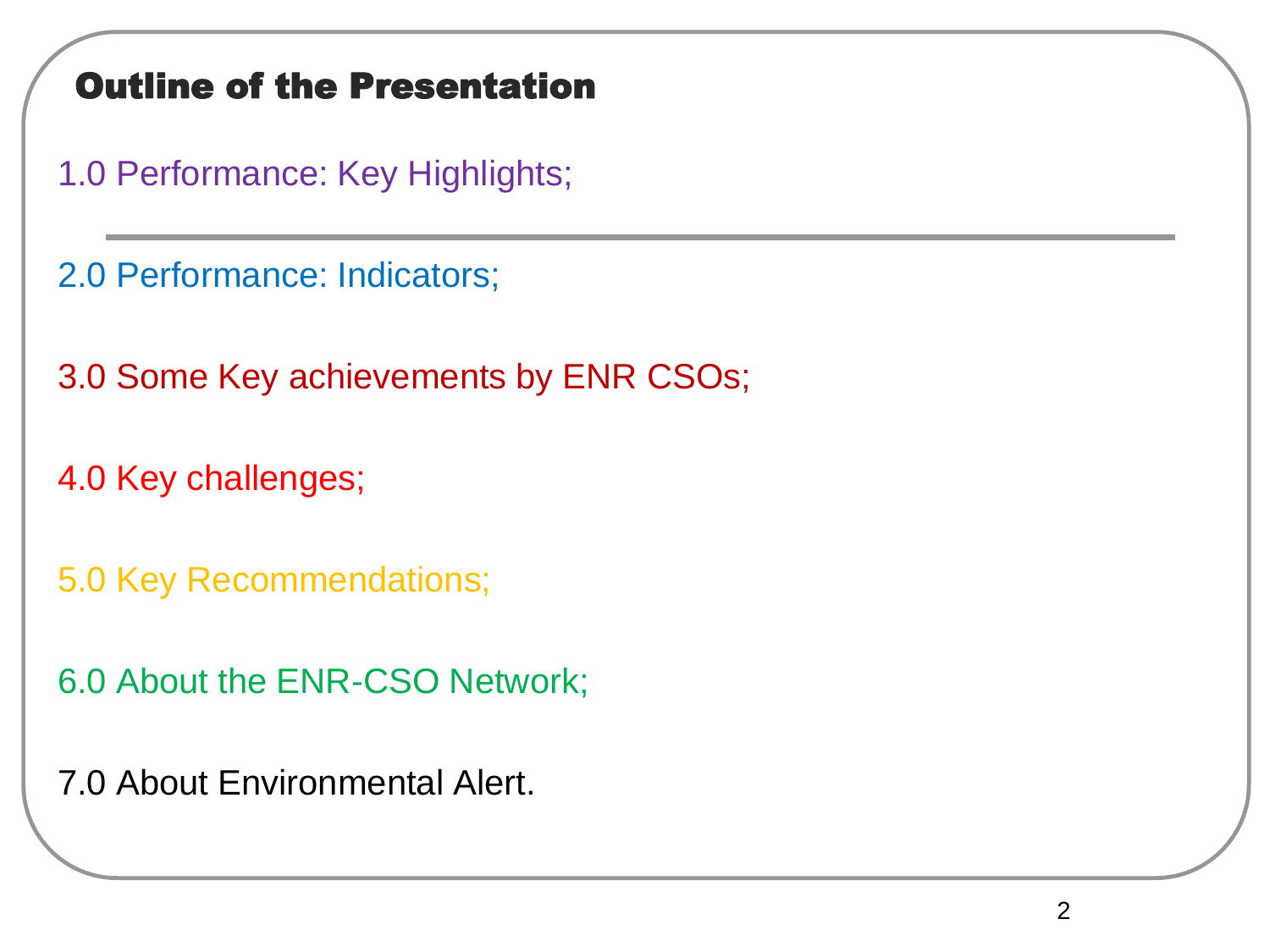## Outline of the Presentation

1.0 Performance: Key Highlights;

---

2.0 Performance: Indicators;

3.0 Some Key achievements by ENR CSOs;

4.0 Key challenges;

5.0 Key Recommendations;

6.0 About the ENR-CSO Network;

7.0 About Environmental Alert.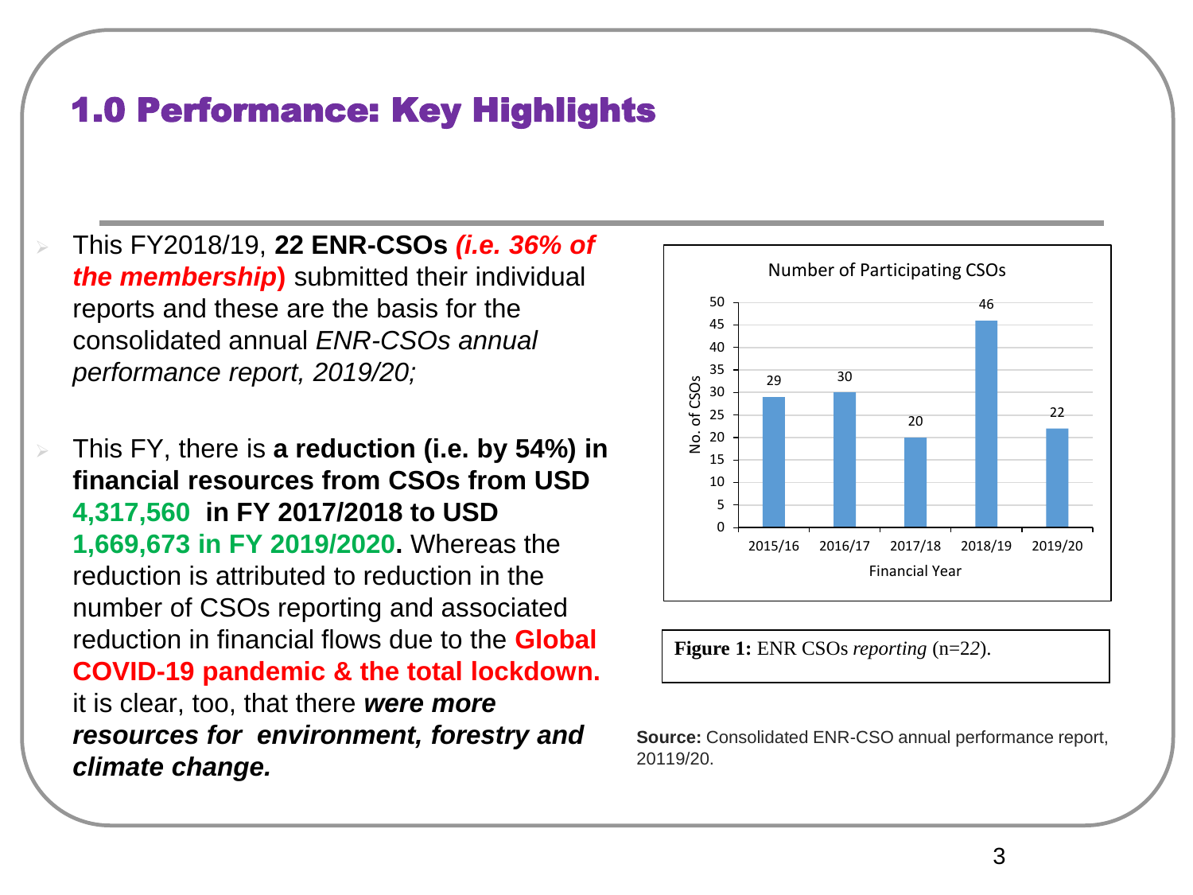# 1.0 Performance: Key Highlights

- This FY2018/19, **22 ENR-CSOs *(i.e. 36% of the membership*)** submitted their individual reports and these are the basis for the consolidated annual *ENR-CSOs annual performance report, 2019/20;*

- This FY, there is **a reduction (i.e. by 54%) in financial resources from CSOs from USD 4,317,560 in FY 2017/2018 to USD 1,669,673 in FY 2019/2020.** Whereas the reduction is attributed to reduction in the number of CSOs reporting and associated reduction in financial flows due to the **Global COVID-19 pandemic & the total lockdown.** it is clear, too, that there ***were more resources for environment, forestry and climate change.***

Number of Participating CSOs

| Financial Year | No. of CSOs |
|---|---|
| 2015/16 | 29 |
| 2016/17 | 30 |
| 2017/18 | 20 |
| 2018/19 | 46 |
| 2019/20 | 22 |

**Figure 1:** ENR CSOs *reporting* (n=22).

**Source:** Consolidated ENR-CSO annual performance report, 20119/20.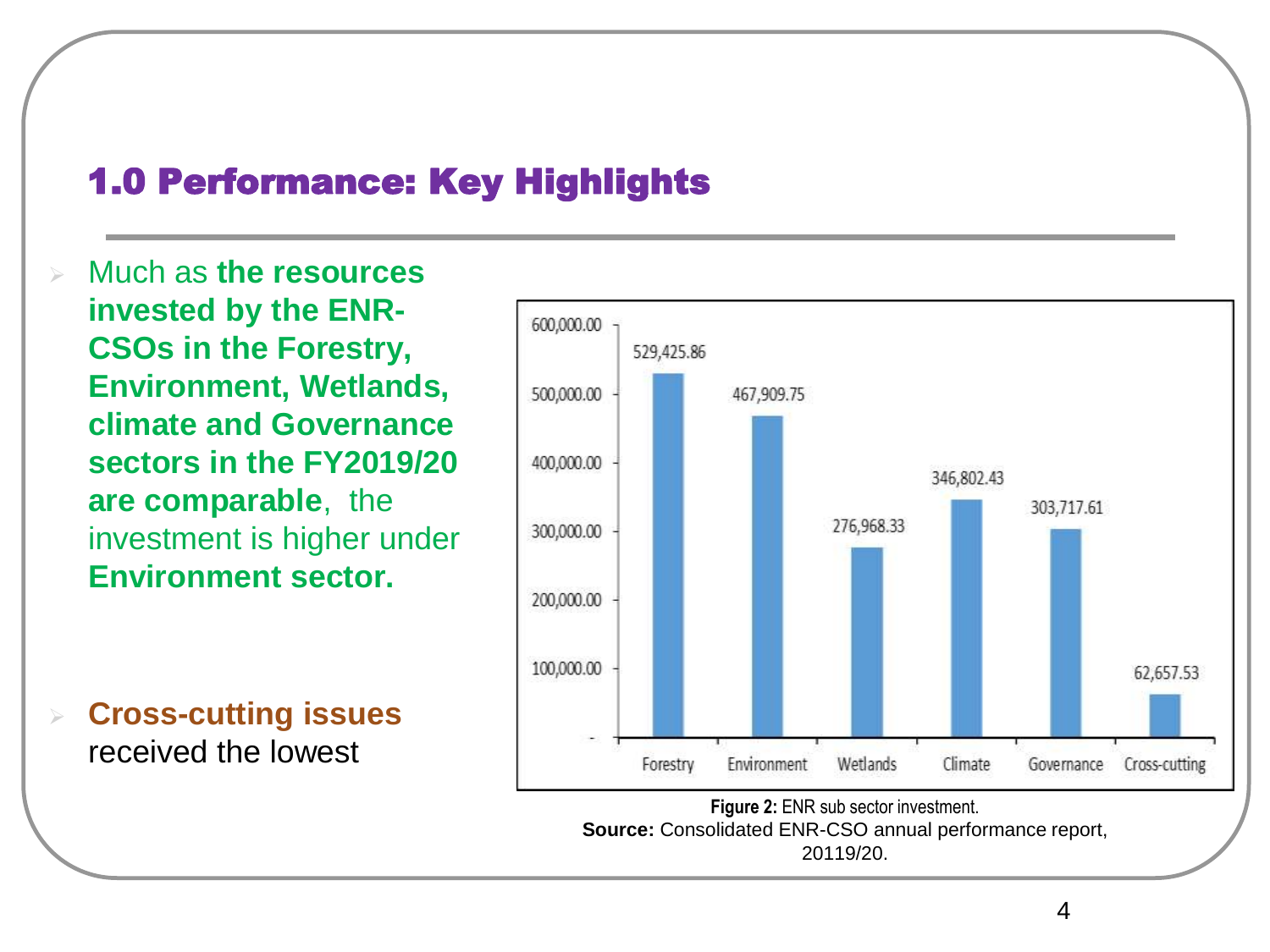## 1.0 Performance: Key Highlights

- Much as **the resources invested by the ENR-CSOs in the Forestry, Environment, Wetlands, climate and Governance sectors in the FY2019/20 are comparable**, the investment is higher under **Environment sector.**

- **Cross-cutting issues** received the lowest

| Sub sector | Investment |
| --- | --- |
| Forestry | 529,425.86 |
| Environment | 467,909.75 |
| Wetlands | 276,968.33 |
| Climate | 346,802.43 |
| Governance | 303,717.61 |
| Cross-cutting | 62,657.53 |

**Figure 2:** ENR sub sector investment.
**Source:** Consolidated ENR-CSO annual performance report, 20119/20.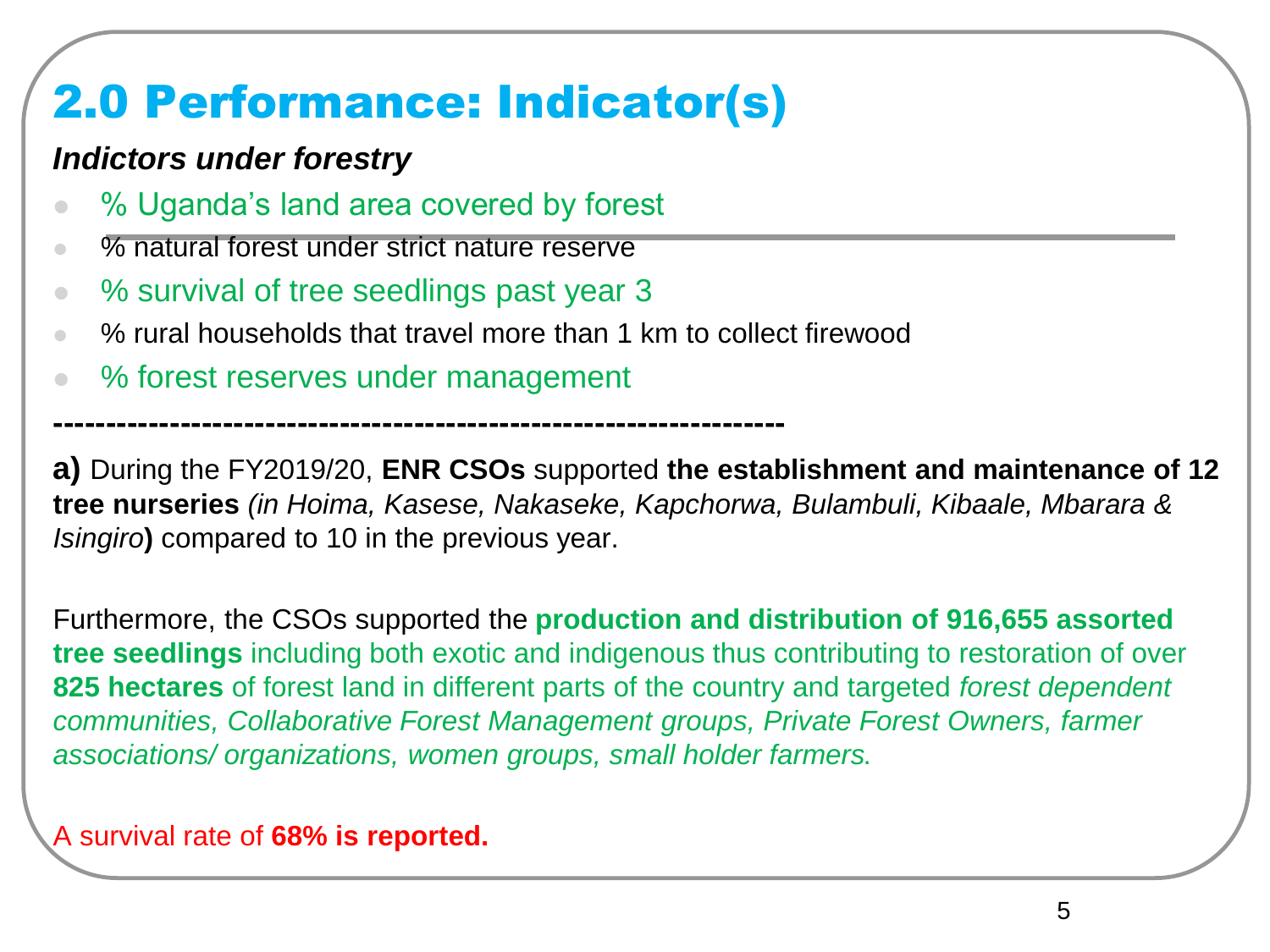# 2.0 Performance: Indicator(s)

***Indictors under forestry***

- % Uganda's land area covered by forest
- % natural forest under strict nature reserve
- % survival of tree seedlings past year 3
- % rural households that travel more than 1 km to collect firewood
- % forest reserves under management

---------------------------------------------------------------------

**a)** During the FY2019/20, **ENR CSOs** supported **the establishment and maintenance of 12 tree nurseries** *(in Hoima, Kasese, Nakaseke, Kapchorwa, Bulambuli, Kibaale, Mbarara & Isingiro***)** compared to 10 in the previous year.

Furthermore, the CSOs supported the **production and distribution of 916,655 assorted tree seedlings** including both exotic and indigenous thus contributing to restoration of over **825 hectares** of forest land in different parts of the country and targeted *forest dependent communities, Collaborative Forest Management groups, Private Forest Owners, farmer associations/ organizations, women groups, small holder farmers.*

A survival rate of **68% is reported.**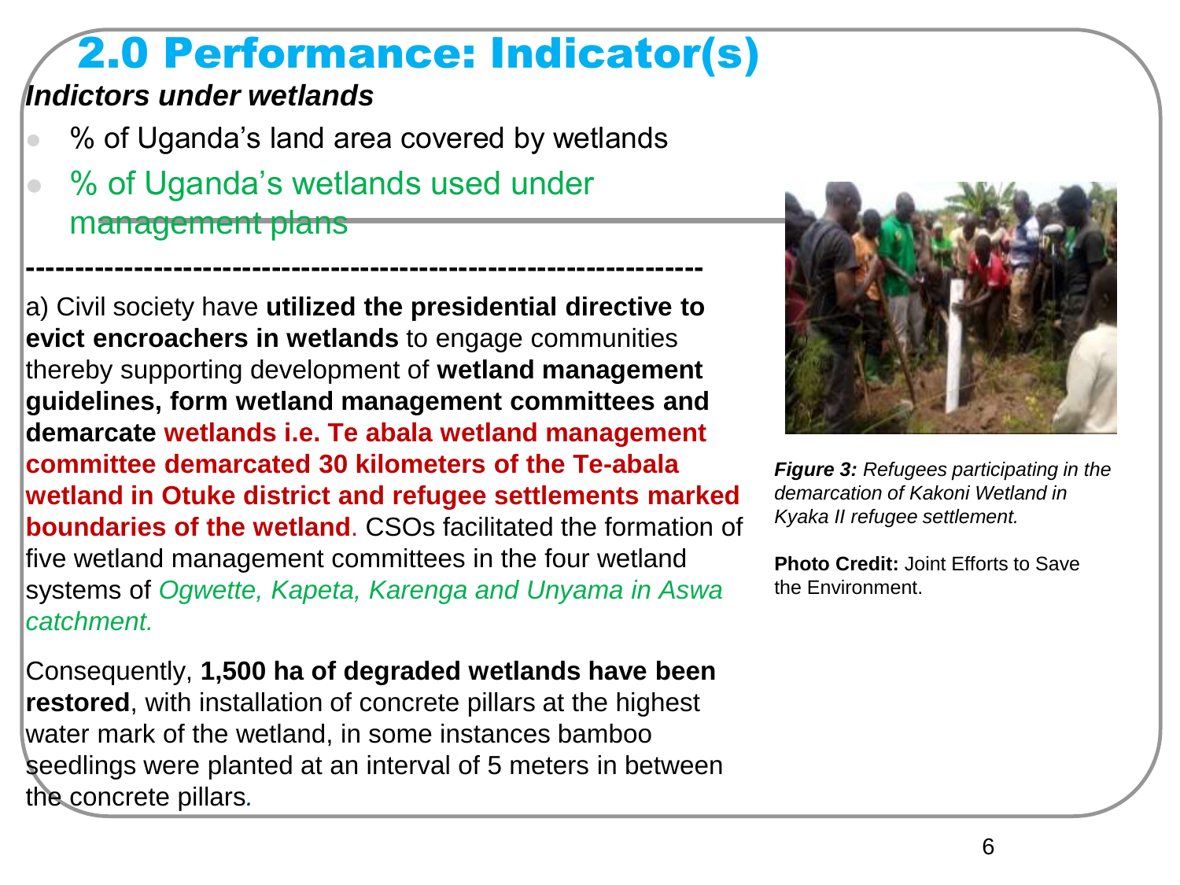# 2.0 Performance: Indicator(s)

***Indictors under wetlands***

- % of Uganda's land area covered by wetlands
- % of Uganda's wetlands used under management plans

---

a) Civil society have **utilized the presidential directive to evict encroachers in wetlands** to engage communities thereby supporting development of **wetland management guidelines, form wetland management committees and demarcate wetlands i.e. Te abala wetland management committee demarcated 30 kilometers of the Te-abala wetland in Otuke district and refugee settlements marked boundaries of the wetland**. CSOs facilitated the formation of five wetland management committees in the four wetland systems of *Ogwette, Kapeta, Karenga and Unyama in Aswa catchment.*

Consequently, **1,500 ha of degraded wetlands have been restored**, with installation of concrete pillars at the highest water mark of the wetland, in some instances bamboo seedlings were planted at an interval of 5 meters in between the concrete pillars.

***Figure 3:*** *Refugees participating in the demarcation of Kakoni Wetland in Kyaka II refugee settlement.*

**Photo Credit:** Joint Efforts to Save the Environment.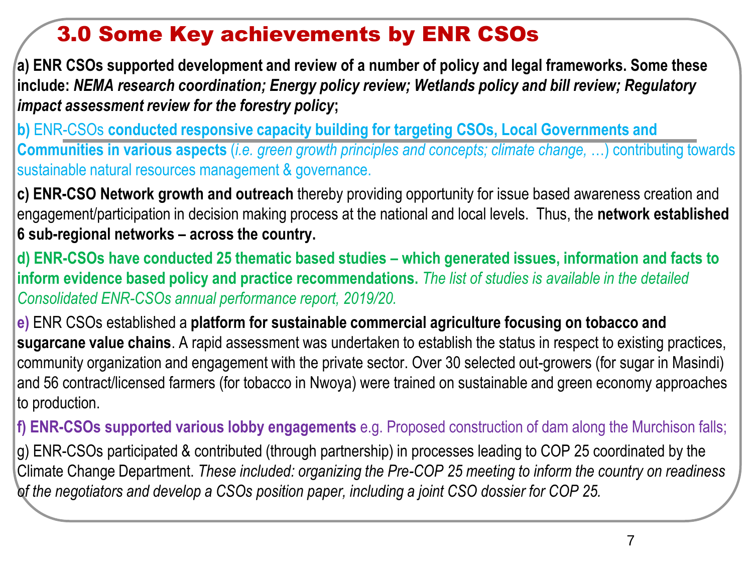# 3.0 Some Key achievements by ENR CSOs

**a) ENR CSOs supported development and review of a number of policy and legal frameworks. Some these include:** ***NEMA research coordination; Energy policy review; Wetlands policy and bill review; Regulatory impact assessment review for the forestry policy*****;**

**b)** ENR-CSOs **conducted responsive capacity building for targeting CSOs, Local Governments and Communities in various aspects** (*i.e. green growth principles and concepts; climate change, …*) contributing towards sustainable natural resources management & governance.

**c) ENR-CSO Network growth and outreach** thereby providing opportunity for issue based awareness creation and engagement/participation in decision making process at the national and local levels. Thus, the **network established 6 sub-regional networks – across the country.**

**d) ENR-CSOs have conducted 25 thematic based studies – which generated issues, information and facts to inform evidence based policy and practice recommendations.** *The list of studies is available in the detailed Consolidated ENR-CSOs annual performance report, 2019/20.*

**e)** ENR CSOs established a **platform for sustainable commercial agriculture focusing on tobacco and sugarcane value chains**. A rapid assessment was undertaken to establish the status in respect to existing practices, community organization and engagement with the private sector. Over 30 selected out-growers (for sugar in Masindi) and 56 contract/licensed farmers (for tobacco in Nwoya) were trained on sustainable and green economy approaches to production.

**f) ENR-CSOs supported various lobby engagements** e.g. Proposed construction of dam along the Murchison falls;

g) ENR-CSOs participated & contributed (through partnership) in processes leading to COP 25 coordinated by the Climate Change Department. *These included: organizing the Pre-COP 25 meeting to inform the country on readiness of the negotiators and develop a CSOs position paper, including a joint CSO dossier for COP 25.*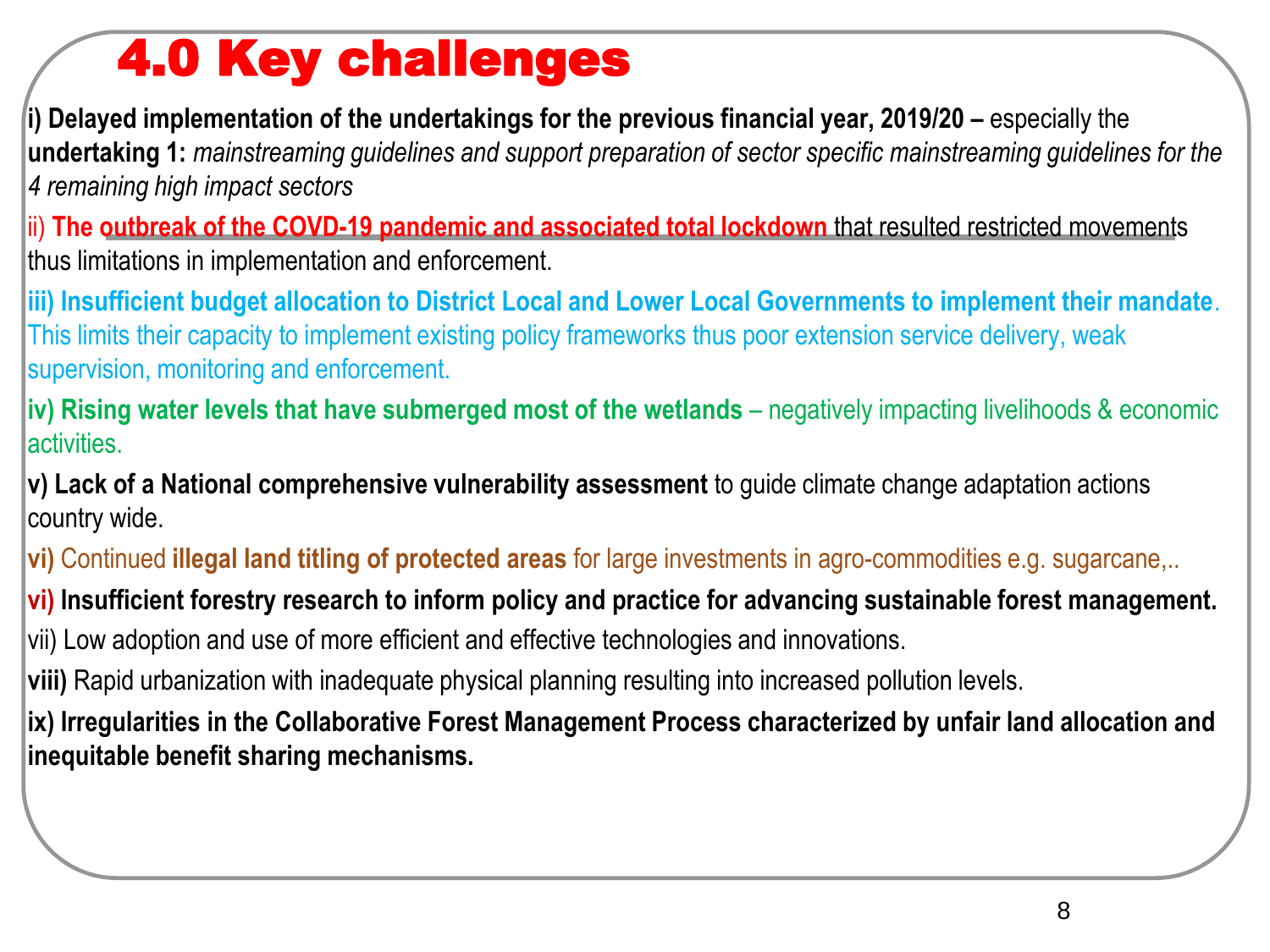# 4.0 Key challenges

**i) Delayed implementation of the undertakings for the previous financial year, 2019/20 –** especially the **undertaking 1:** *mainstreaming guidelines and support preparation of sector specific mainstreaming guidelines for the 4 remaining high impact sectors*

ii) **The outbreak of the COVD-19 pandemic and associated total lockdown** that resulted restricted movements thus limitations in implementation and enforcement.

**iii) Insufficient budget allocation to District Local and Lower Local Governments to implement their mandate**. This limits their capacity to implement existing policy frameworks thus poor extension service delivery, weak supervision, monitoring and enforcement.

**iv) Rising water levels that have submerged most of the wetlands** – negatively impacting livelihoods & economic activities.

**v) Lack of a National comprehensive vulnerability assessment** to guide climate change adaptation actions country wide.

**vi)** Continued **illegal land titling of protected areas** for large investments in agro-commodities e.g. sugarcane,..

**vi) Insufficient forestry research to inform policy and practice for advancing sustainable forest management.**

vii) Low adoption and use of more efficient and effective technologies and innovations.

**viii)** Rapid urbanization with inadequate physical planning resulting into increased pollution levels.

**ix) Irregularities in the Collaborative Forest Management Process characterized by unfair land allocation and inequitable benefit sharing mechanisms.**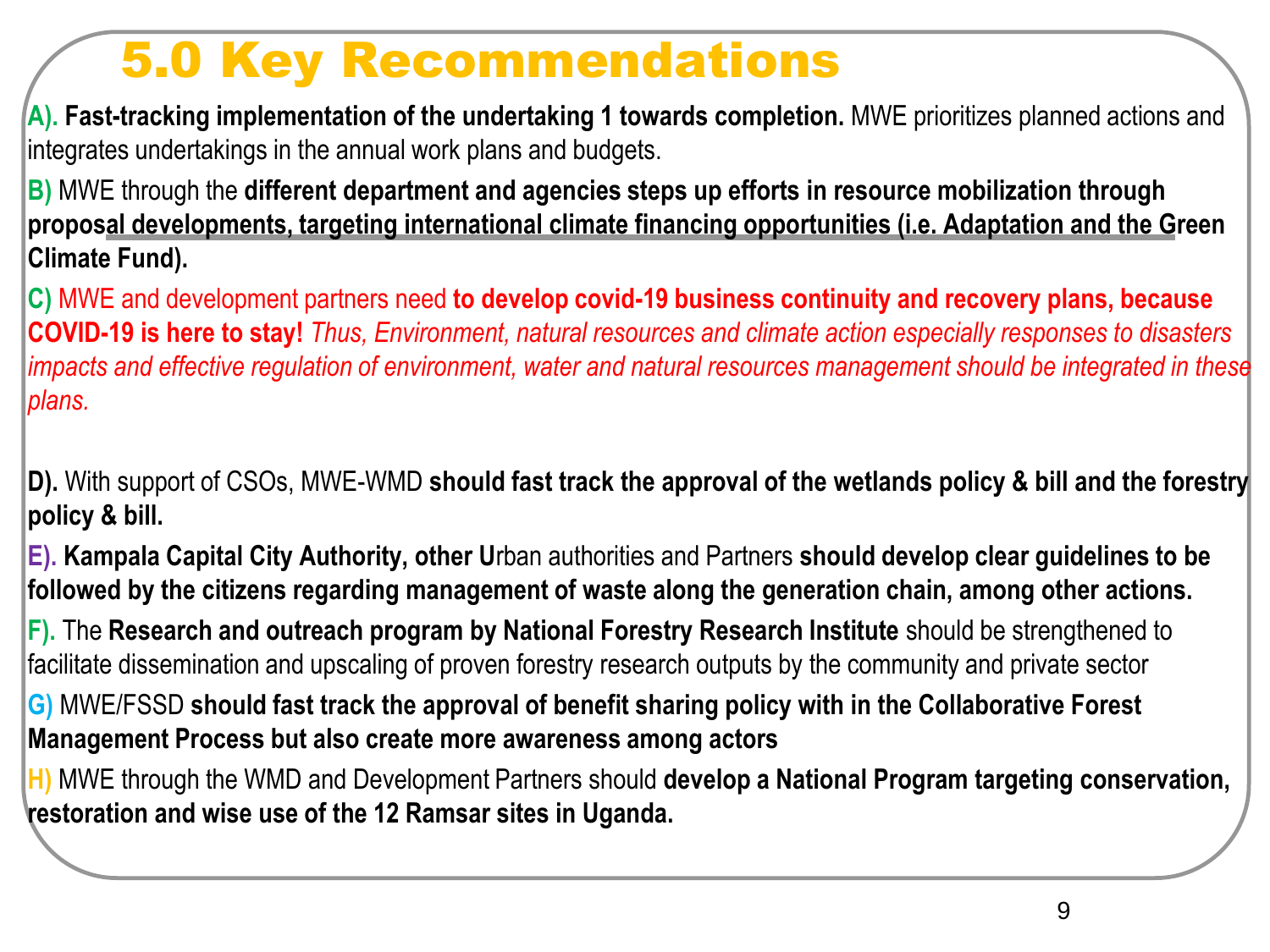# 5.0 Key Recommendations

A). **Fast-tracking implementation of the undertaking 1 towards completion.** MWE prioritizes planned actions and integrates undertakings in the annual work plans and budgets.

B) MWE through the **different department and agencies steps up efforts in resource mobilization through proposal developments, targeting international climate financing opportunities (i.e. Adaptation and the Green Climate Fund).**

C) MWE and development partners need **to develop covid-19 business continuity and recovery plans, because COVID-19 is here to stay!** *Thus, Environment, natural resources and climate action especially responses to disasters impacts and effective regulation of environment, water and natural resources management should be integrated in these plans.*

D). With support of CSOs, MWE-WMD **should fast track the approval of the wetlands policy & bill and the forestry policy & bill.**

E). **Kampala Capital City Authority, other U**rban authorities and Partners **should develop clear guidelines to be followed by the citizens regarding management of waste along the generation chain, among other actions.**

F). The **Research and outreach program by National Forestry Research Institute** should be strengthened to facilitate dissemination and upscaling of proven forestry research outputs by the community and private sector

G) MWE/FSSD **should fast track the approval of benefit sharing policy with in the Collaborative Forest Management Process but also create more awareness among actors**

H) MWE through the WMD and Development Partners should **develop a National Program targeting conservation, restoration and wise use of the 12 Ramsar sites in Uganda.**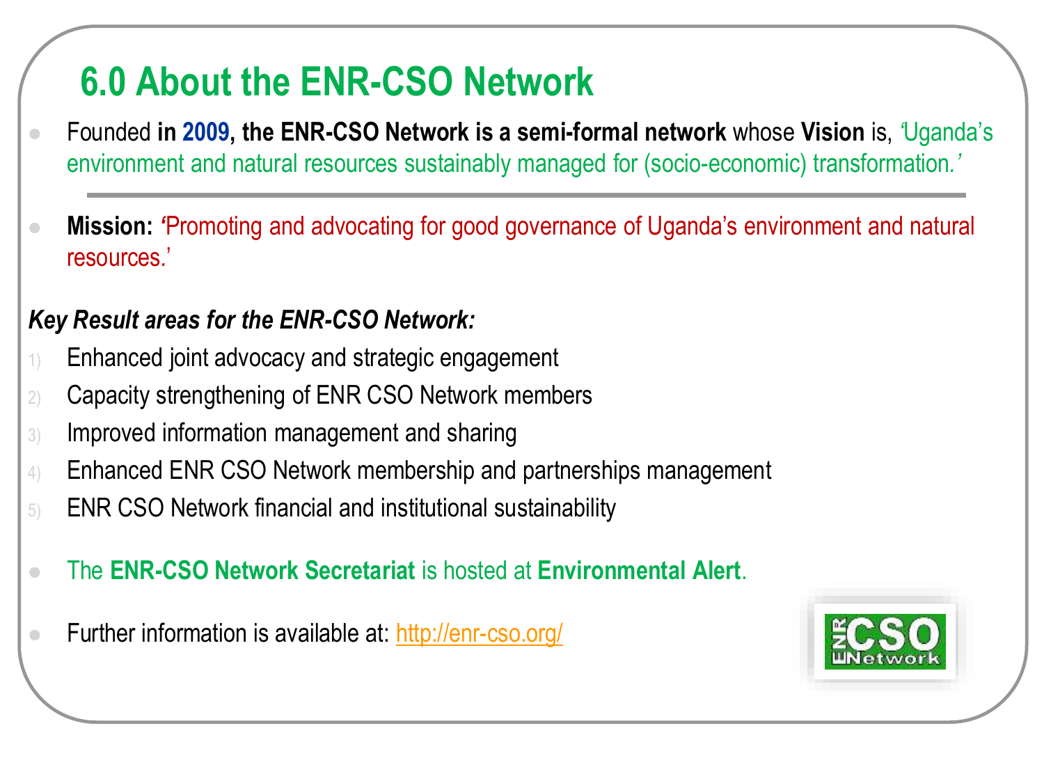# 6.0 About the ENR-CSO Network

- Founded **in 2009, the ENR-CSO Network is a semi-formal network** whose **Vision** is, *'*Uganda's environment and natural resources sustainably managed for (socio-economic) transformation.*'*

---

- **Mission: *'***Promoting and advocating for good governance of Uganda's environment and natural resources.'

***Key Result areas for the ENR-CSO Network:***

1) Enhanced joint advocacy and strategic engagement
2) Capacity strengthening of ENR CSO Network members
3) Improved information management and sharing
4) Enhanced ENR CSO Network membership and partnerships management
5) ENR CSO Network financial and institutional sustainability

- The **ENR-CSO Network Secretariat** is hosted at **Environmental Alert**.
- Further information is available at: http://enr-cso.org/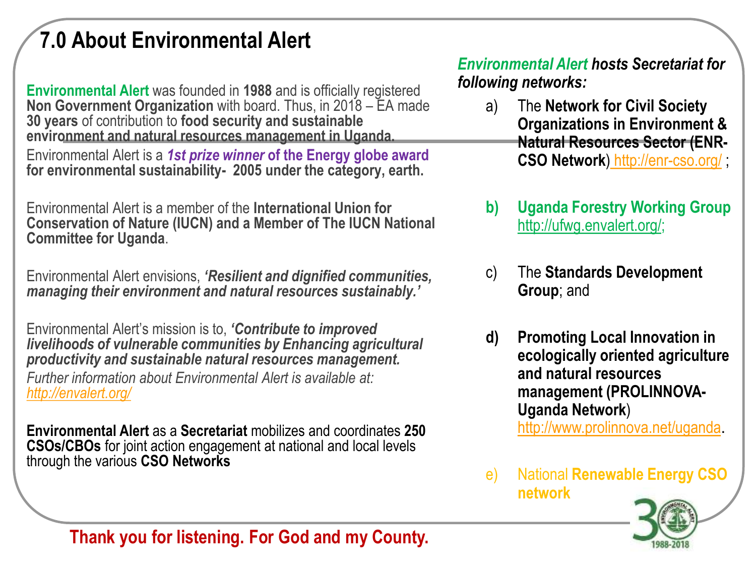# 7.0 About Environmental Alert

**Environmental Alert** was founded in **1988** and is officially registered **Non Government Organization** with board. Thus, in 2018 – EA made **30 years** of contribution to **food security and sustainable environment and natural resources management in Uganda.**

Environmental Alert is a ***1st prize winner* of the Energy globe award for environmental sustainability- 2005 under the category, earth.**

Environmental Alert is a member of the **International Union for Conservation of Nature (IUCN) and a Member of The IUCN National Committee for Uganda**.

Environmental Alert envisions, ***'Resilient and dignified communities, managing their environment and natural resources sustainably.'***

Environmental Alert's mission is to, ***'Contribute to improved livelihoods of vulnerable communities by Enhancing agricultural productivity and sustainable natural resources management.***

*Further information about Environmental Alert is available at: http://envalert.org/*

**Environmental Alert** as a **Secretariat** mobilizes and coordinates **250 CSOs/CBOs** for joint action engagement at national and local levels through the various **CSO Networks**

***Environmental Alert hosts Secretariat for following networks:***

a) The **Network for Civil Society Organizations in Environment & Natural Resources Sector (ENR-CSO Network**) http://enr-cso.org/ ;

b) **Uganda Forestry Working Group** http://ufwg.envalert.org/;

c) The **Standards Development Group**; and

d) **Promoting Local Innovation in ecologically oriented agriculture and natural resources management (PROLINNOVA-Uganda Network**) http://www.prolinnova.net/uganda.

e) National **Renewable Energy CSO network**

**Thank you for listening. For God and my County.**